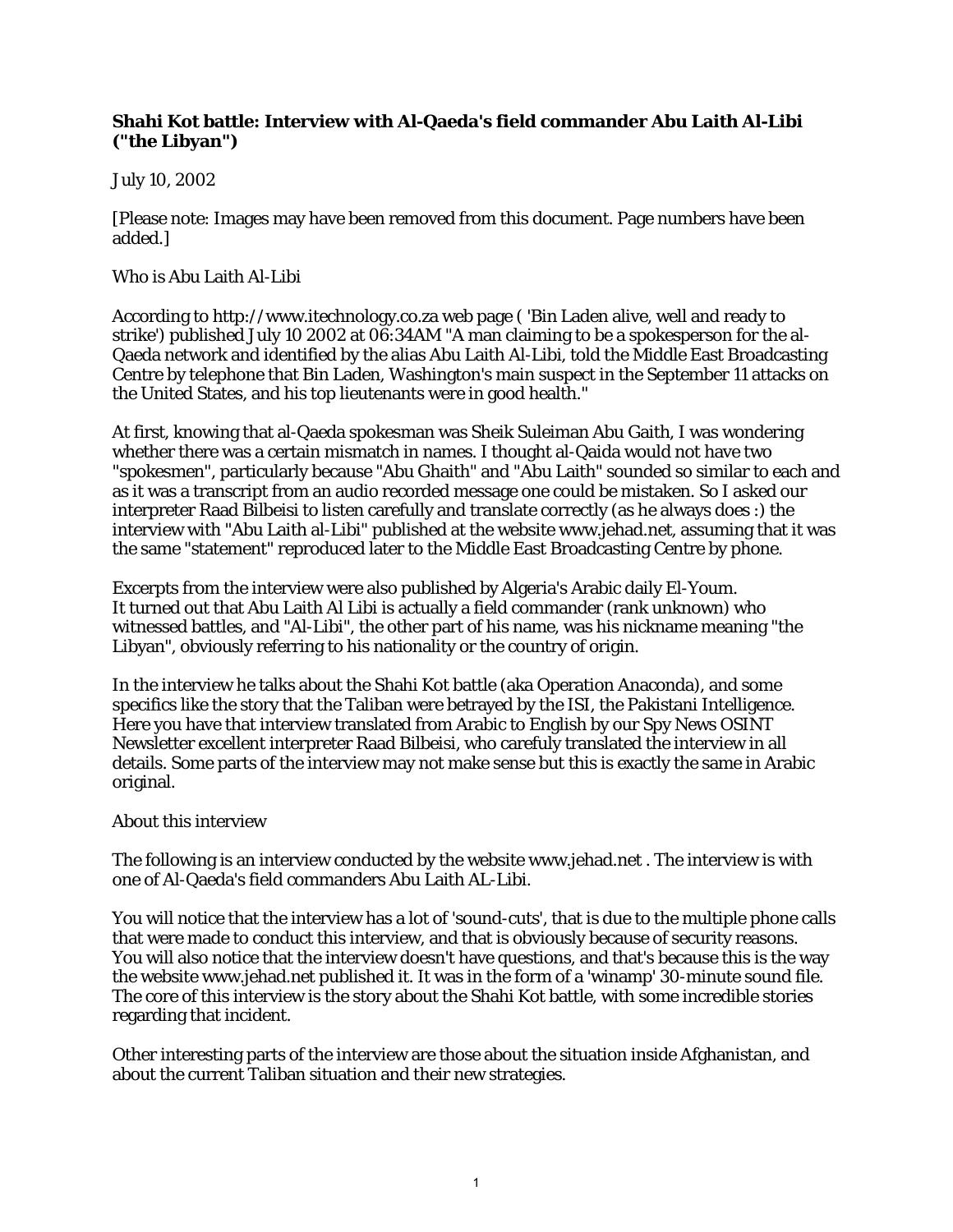**Shahi Kot battle: Interview with Al-Qaeda's field commander Abu Laith Al-Libi ("the Libyan")**

July 10, 2002

[Please note: Images may have been removed from this document. Page numbers have been added.]

Who is Abu Laith Al-Libi

According to http://www.itechnology.co.za web page ( 'Bin Laden alive, well and ready to strike') published July 10 2002 at 06:34AM "A man claiming to be a spokesperson for the al-Qaeda network and identified by the alias Abu Laith Al-Libi, told the Middle East Broadcasting Centre by telephone that Bin Laden, Washington's main suspect in the September 11 attacks on the United States, and his top lieutenants were in good health."

At first, knowing that al-Qaeda spokesman was Sheik Suleiman Abu Gaith, I was wondering whether there was a certain mismatch in names. I thought al-Qaida would not have two "spokesmen", particularly because "Abu Ghaith" and "Abu Laith" sounded so similar to each and as it was a transcript from an audio recorded message one could be mistaken. So I asked our interpreter Raad Bilbeisi to listen carefully and translate correctly (as he always does :) the interview with "Abu Laith al-Libi" published at the website www.jehad.net, assuming that it was the same "statement" reproduced later to the Middle East Broadcasting Centre by phone.

Excerpts from the interview were also published by Algeria's Arabic daily El-Youm.
It turned out that Abu Laith Al Libi is actually a field commander (rank unknown) who witnessed battles, and "Al-Libi", the other part of his name, was his nickname meaning "the Libyan", obviously referring to his nationality or the country of origin.

In the interview he talks about the Shahi Kot battle (aka Operation Anaconda), and some specifics like the story that the Taliban were betrayed by the ISI, the Pakistani Intelligence. Here you have that interview translated from Arabic to English by our Spy News OSINT Newsletter excellent interpreter Raad Bilbeisi, who carefully translated the interview in all details. Some parts of the interview may not make sense but this is exactly the same in Arabic original.

About this interview

The following is an interview conducted by the website www.jehad.net . The interview is with one of Al-Qaeda's field commanders Abu Laith AL-Libi.

You will notice that the interview has a lot of 'sound-cuts', that is due to the multiple phone calls that were made to conduct this interview, and that is obviously because of security reasons. You will also notice that the interview doesn't have questions, and that's because this is the way the website www.jehad.net published it. It was in the form of a 'winamp' 30-minute sound file. The core of this interview is the story about the Shahi Kot battle, with some incredible stories regarding that incident.

Other interesting parts of the interview are those about the situation inside Afghanistan, and about the current Taliban situation and their new strategies.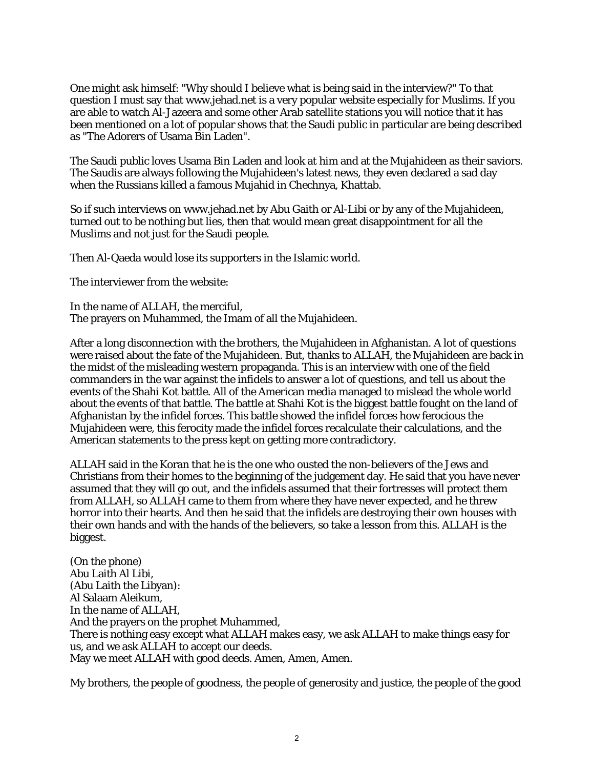One might ask himself: "Why should I believe what is being said in the interview?" To that question I must say that www.jehad.net is a very popular website especially for Muslims. If you are able to watch Al-Jazeera and some other Arab satellite stations you will notice that it has been mentioned on a lot of popular shows that the Saudi public in particular are being described as "The Adorers of Usama Bin Laden".

The Saudi public loves Usama Bin Laden and look at him and at the Mujahideen as their saviors. The Saudis are always following the Mujahideen's latest news, they even declared a sad day when the Russians killed a famous Mujahid in Chechnya, Khattab.

So if such interviews on www.jehad.net by Abu Gaith or Al-Libi or by any of the Mujahideen, turned out to be nothing but lies, then that would mean great disappointment for all the Muslims and not just for the Saudi people.

Then Al-Qaeda would lose its supporters in the Islamic world.

The interviewer from the website:

In the name of ALLAH, the merciful,
The prayers on Muhammed, the Imam of all the Mujahideen.

After a long disconnection with the brothers, the Mujahideen in Afghanistan. A lot of questions were raised about the fate of the Mujahideen. But, thanks to ALLAH, the Mujahideen are back in the midst of the misleading western propaganda. This is an interview with one of the field commanders in the war against the infidels to answer a lot of questions, and tell us about the events of the Shahi Kot battle. All of the American media managed to mislead the whole world about the events of that battle. The battle at Shahi Kot is the biggest battle fought on the land of Afghanistan by the infidel forces. This battle showed the infidel forces how ferocious the Mujahideen were, this ferocity made the infidel forces recalculate their calculations, and the American statements to the press kept on getting more contradictory.

ALLAH said in the Koran that he is the one who ousted the non-believers of the Jews and Christians from their homes to the beginning of the judgement day. He said that you have never assumed that they will go out, and the infidels assumed that their fortresses will protect them from ALLAH, so ALLAH came to them from where they have never expected, and he threw horror into their hearts. And then he said that the infidels are destroying their own houses with their own hands and with the hands of the believers, so take a lesson from this. ALLAH is the biggest.

(On the phone)
Abu Laith Al Libi,
(Abu Laith the Libyan):
Al Salaam Aleikum,
In the name of ALLAH,
And the prayers on the prophet Muhammed,
There is nothing easy except what ALLAH makes easy, we ask ALLAH to make things easy for us, and we ask ALLAH to accept our deeds.
May we meet ALLAH with good deeds. Amen, Amen, Amen.

My brothers, the people of goodness, the people of generosity and justice, the people of the good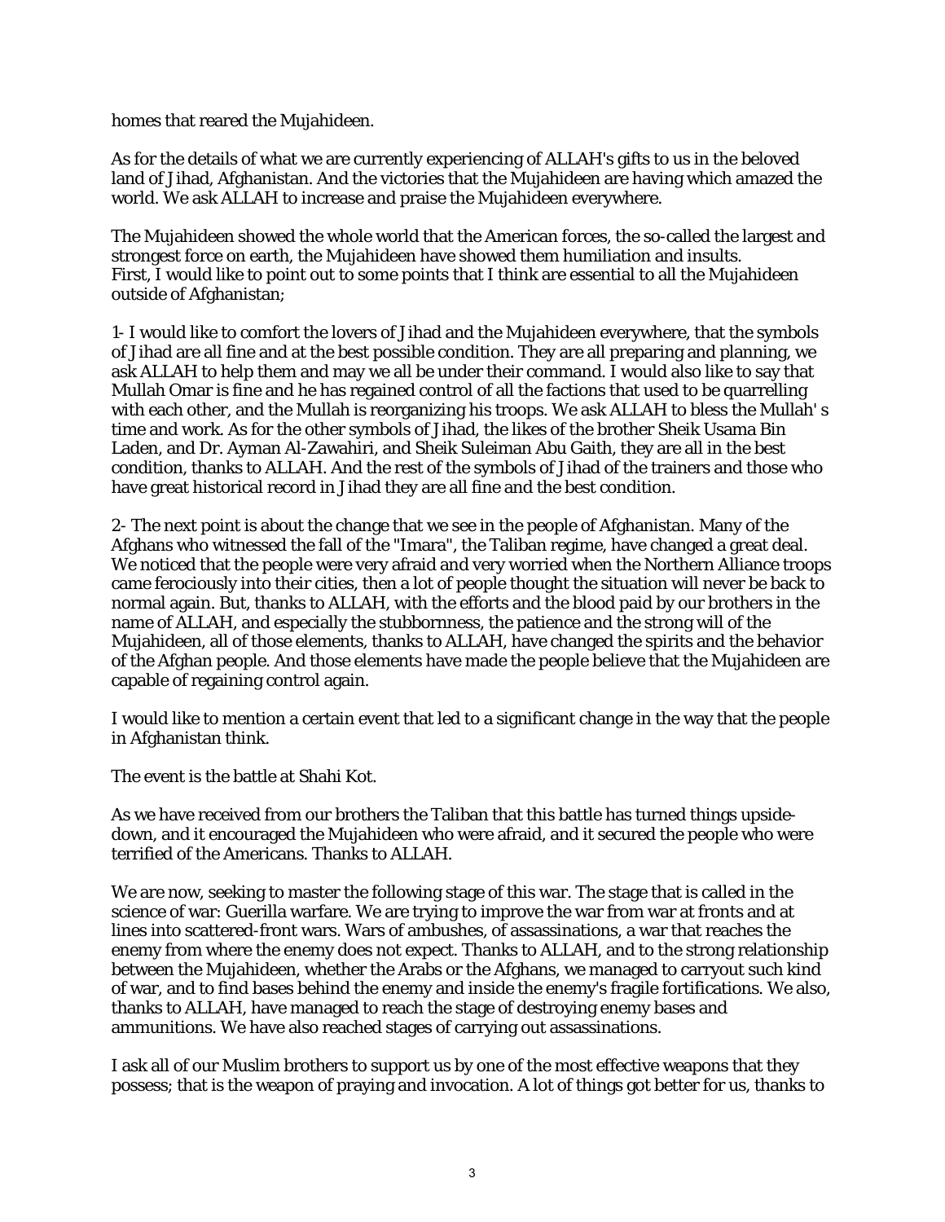homes that reared the Mujahideen.

As for the details of what we are currently experiencing of ALLAH's gifts to us in the beloved land of Jihad, Afghanistan. And the victories that the Mujahideen are having which amazed the world. We ask ALLAH to increase and praise the Mujahideen everywhere.

The Mujahideen showed the whole world that the American forces, the so-called the largest and strongest force on earth, the Mujahideen have showed them humiliation and insults.
First, I would like to point out to some points that I think are essential to all the Mujahideen outside of Afghanistan;

1- I would like to comfort the lovers of Jihad and the Mujahideen everywhere, that the symbols of Jihad are all fine and at the best possible condition. They are all preparing and planning, we ask ALLAH to help them and may we all be under their command. I would also like to say that Mullah Omar is fine and he has regained control of all the factions that used to be quarrelling with each other, and the Mullah is reorganizing his troops. We ask ALLAH to bless the Mullah' s time and work. As for the other symbols of Jihad, the likes of the brother Sheik Usama Bin Laden, and Dr. Ayman Al-Zawahiri, and Sheik Suleiman Abu Gaith, they are all in the best condition, thanks to ALLAH. And the rest of the symbols of Jihad of the trainers and those who have great historical record in Jihad they are all fine and the best condition.

2- The next point is about the change that we see in the people of Afghanistan. Many of the Afghans who witnessed the fall of the "Imara", the Taliban regime, have changed a great deal. We noticed that the people were very afraid and very worried when the Northern Alliance troops came ferociously into their cities, then a lot of people thought the situation will never be back to normal again. But, thanks to ALLAH, with the efforts and the blood paid by our brothers in the name of ALLAH, and especially the stubbornness, the patience and the strong will of the Mujahideen, all of those elements, thanks to ALLAH, have changed the spirits and the behavior of the Afghan people. And those elements have made the people believe that the Mujahideen are capable of regaining control again.

I would like to mention a certain event that led to a significant change in the way that the people in Afghanistan think.

The event is the battle at Shahi Kot.

As we have received from our brothers the Taliban that this battle has turned things upside-down, and it encouraged the Mujahideen who were afraid, and it secured the people who were terrified of the Americans. Thanks to ALLAH.

We are now, seeking to master the following stage of this war. The stage that is called in the science of war: Guerilla warfare. We are trying to improve the war from war at fronts and at lines into scattered-front wars. Wars of ambushes, of assassinations, a war that reaches the enemy from where the enemy does not expect. Thanks to ALLAH, and to the strong relationship between the Mujahideen, whether the Arabs or the Afghans, we managed to carryout such kind of war, and to find bases behind the enemy and inside the enemy's fragile fortifications. We also, thanks to ALLAH, have managed to reach the stage of destroying enemy bases and ammunitions. We have also reached stages of carrying out assassinations.

I ask all of our Muslim brothers to support us by one of the most effective weapons that they possess; that is the weapon of praying and invocation. A lot of things got better for us, thanks to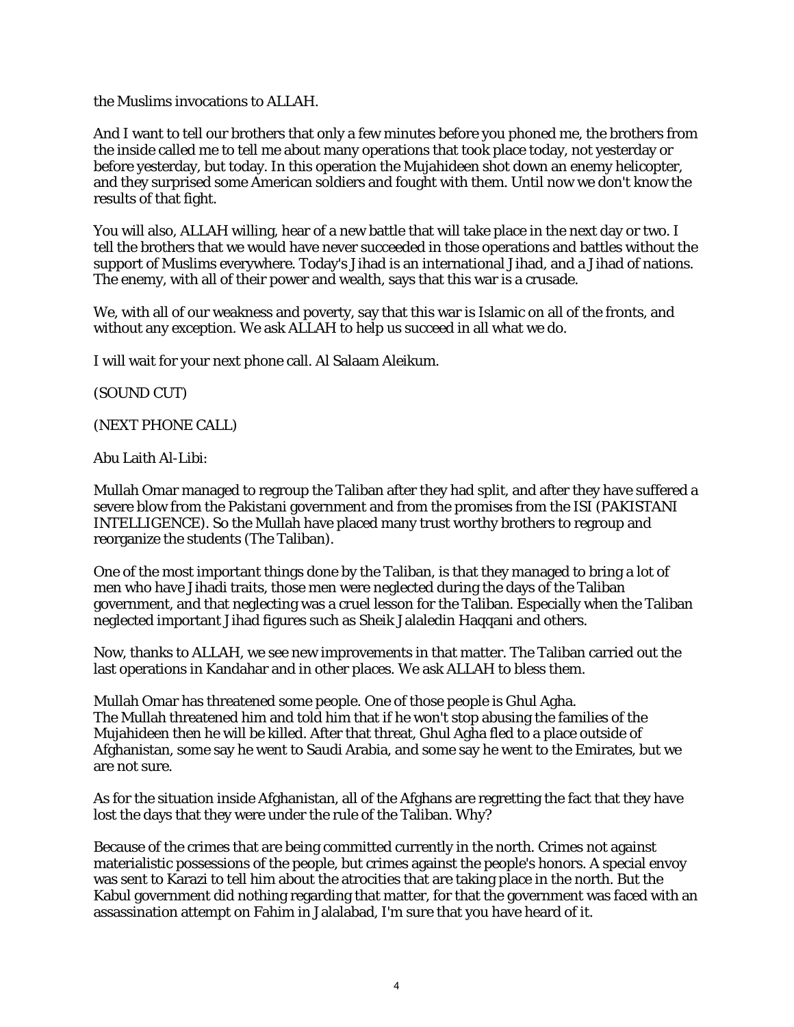the Muslims invocations to ALLAH.

And I want to tell our brothers that only a few minutes before you phoned me, the brothers from the inside called me to tell me about many operations that took place today, not yesterday or before yesterday, but today. In this operation the Mujahideen shot down an enemy helicopter, and they surprised some American soldiers and fought with them. Until now we don't know the results of that fight.

You will also, ALLAH willing, hear of a new battle that will take place in the next day or two. I tell the brothers that we would have never succeeded in those operations and battles without the support of Muslims everywhere. Today's Jihad is an international Jihad, and a Jihad of nations. The enemy, with all of their power and wealth, says that this war is a crusade.

We, with all of our weakness and poverty, say that this war is Islamic on all of the fronts, and without any exception. We ask ALLAH to help us succeed in all what we do.

I will wait for your next phone call. Al Salaam Aleikum.

(SOUND CUT)

(NEXT PHONE CALL)

Abu Laith Al-Libi:

Mullah Omar managed to regroup the Taliban after they had split, and after they have suffered a severe blow from the Pakistani government and from the promises from the ISI (PAKISTANI INTELLIGENCE). So the Mullah have placed many trust worthy brothers to regroup and reorganize the students (The Taliban).

One of the most important things done by the Taliban, is that they managed to bring a lot of men who have Jihadi traits, those men were neglected during the days of the Taliban government, and that neglecting was a cruel lesson for the Taliban. Especially when the Taliban neglected important Jihad figures such as Sheik Jalaledin Haqqani and others.

Now, thanks to ALLAH, we see new improvements in that matter. The Taliban carried out the last operations in Kandahar and in other places. We ask ALLAH to bless them.

Mullah Omar has threatened some people. One of those people is Ghul Agha.
The Mullah threatened him and told him that if he won't stop abusing the families of the Mujahideen then he will be killed. After that threat, Ghul Agha fled to a place outside of Afghanistan, some say he went to Saudi Arabia, and some say he went to the Emirates, but we are not sure.

As for the situation inside Afghanistan, all of the Afghans are regretting the fact that they have lost the days that they were under the rule of the Taliban. Why?

Because of the crimes that are being committed currently in the north. Crimes not against materialistic possessions of the people, but crimes against the people's honors. A special envoy was sent to Karazi to tell him about the atrocities that are taking place in the north. But the Kabul government did nothing regarding that matter, for that the government was faced with an assassination attempt on Fahim in Jalalabad, I'm sure that you have heard of it.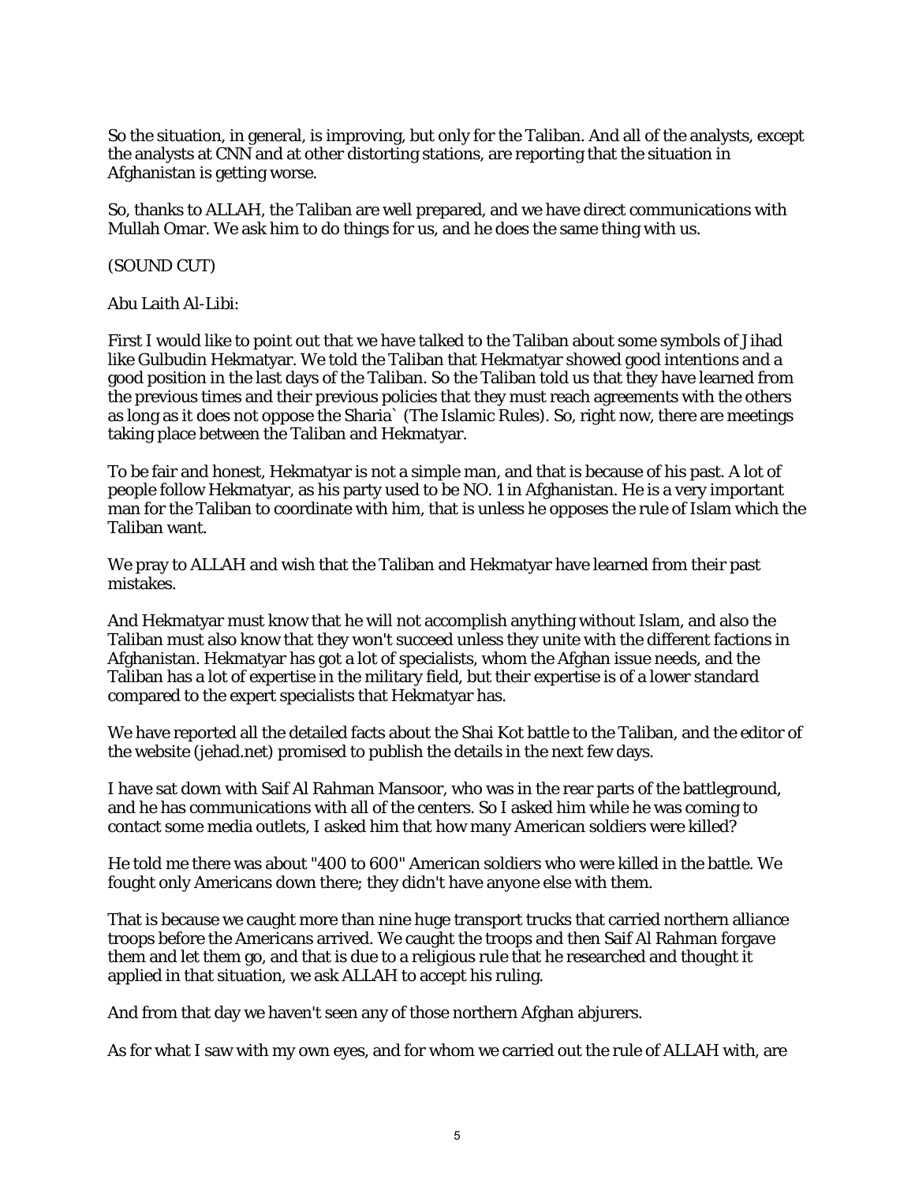So the situation, in general, is improving, but only for the Taliban. And all of the analysts, except the analysts at CNN and at other distorting stations, are reporting that the situation in Afghanistan is getting worse.

So, thanks to ALLAH, the Taliban are well prepared, and we have direct communications with Mullah Omar. We ask him to do things for us, and he does the same thing with us.

(SOUND CUT)

Abu Laith Al-Libi:

First I would like to point out that we have talked to the Taliban about some symbols of Jihad like Gulbudin Hekmatyar. We told the Taliban that Hekmatyar showed good intentions and a good position in the last days of the Taliban. So the Taliban told us that they have learned from the previous times and their previous policies that they must reach agreements with the others as long as it does not oppose the Sharia` (The Islamic Rules). So, right now, there are meetings taking place between the Taliban and Hekmatyar.

To be fair and honest, Hekmatyar is not a simple man, and that is because of his past. A lot of people follow Hekmatyar, as his party used to be NO. 1 in Afghanistan. He is a very important man for the Taliban to coordinate with him, that is unless he opposes the rule of Islam which the Taliban want.

We pray to ALLAH and wish that the Taliban and Hekmatyar have learned from their past mistakes.

And Hekmatyar must know that he will not accomplish anything without Islam, and also the Taliban must also know that they won't succeed unless they unite with the different factions in Afghanistan. Hekmatyar has got a lot of specialists, whom the Afghan issue needs, and the Taliban has a lot of expertise in the military field, but their expertise is of a lower standard compared to the expert specialists that Hekmatyar has.

We have reported all the detailed facts about the Shai Kot battle to the Taliban, and the editor of the website (jehad.net) promised to publish the details in the next few days.

I have sat down with Saif Al Rahman Mansoor, who was in the rear parts of the battleground, and he has communications with all of the centers. So I asked him while he was coming to contact some media outlets, I asked him that how many American soldiers were killed?

He told me there was about "400 to 600" American soldiers who were killed in the battle. We fought only Americans down there; they didn't have anyone else with them.

That is because we caught more than nine huge transport trucks that carried northern alliance troops before the Americans arrived. We caught the troops and then Saif Al Rahman forgave them and let them go, and that is due to a religious rule that he researched and thought it applied in that situation, we ask ALLAH to accept his ruling.

And from that day we haven't seen any of those northern Afghan abjurers.

As for what I saw with my own eyes, and for whom we carried out the rule of ALLAH with, are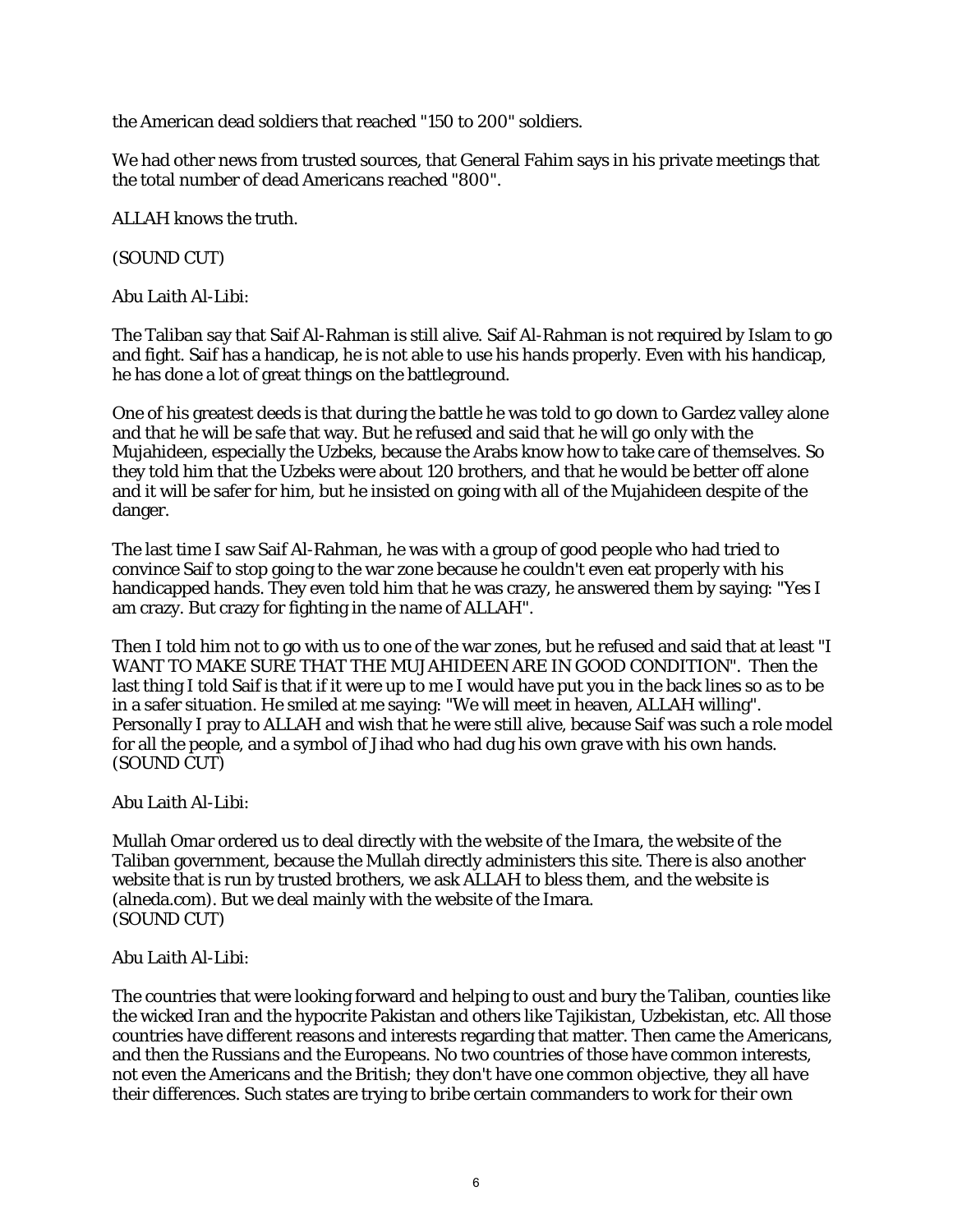the American dead soldiers that reached "150 to 200" soldiers.

We had other news from trusted sources, that General Fahim says in his private meetings that the total number of dead Americans reached "800".

ALLAH knows the truth.

(SOUND CUT)

Abu Laith Al-Libi:

The Taliban say that Saif Al-Rahman is still alive. Saif Al-Rahman is not required by Islam to go and fight. Saif has a handicap, he is not able to use his hands properly. Even with his handicap, he has done a lot of great things on the battleground.

One of his greatest deeds is that during the battle he was told to go down to Gardez valley alone and that he will be safe that way. But he refused and said that he will go only with the Mujahideen, especially the Uzbeks, because the Arabs know how to take care of themselves. So they told him that the Uzbeks were about 120 brothers, and that he would be better off alone and it will be safer for him, but he insisted on going with all of the Mujahideen despite of the danger.

The last time I saw Saif Al-Rahman, he was with a group of good people who had tried to convince Saif to stop going to the war zone because he couldn't even eat properly with his handicapped hands. They even told him that he was crazy, he answered them by saying: "Yes I am crazy. But crazy for fighting in the name of ALLAH".

Then I told him not to go with us to one of the war zones, but he refused and said that at least "I WANT TO MAKE SURE THAT THE MUJAHIDEEN ARE IN GOOD CONDITION". Then the last thing I told Saif is that if it were up to me I would have put you in the back lines so as to be in a safer situation. He smiled at me saying: "We will meet in heaven, ALLAH willing". Personally I pray to ALLAH and wish that he were still alive, because Saif was such a role model for all the people, and a symbol of Jihad who had dug his own grave with his own hands.
(SOUND CUT)

Abu Laith Al-Libi:

Mullah Omar ordered us to deal directly with the website of the Imara, the website of the Taliban government, because the Mullah directly administers this site. There is also another website that is run by trusted brothers, we ask ALLAH to bless them, and the website is (alneda.com). But we deal mainly with the website of the Imara.
(SOUND CUT)

Abu Laith Al-Libi:

The countries that were looking forward and helping to oust and bury the Taliban, counties like the wicked Iran and the hypocrite Pakistan and others like Tajikistan, Uzbekistan, etc. All those countries have different reasons and interests regarding that matter. Then came the Americans, and then the Russians and the Europeans. No two countries of those have common interests, not even the Americans and the British; they don't have one common objective, they all have their differences. Such states are trying to bribe certain commanders to work for their own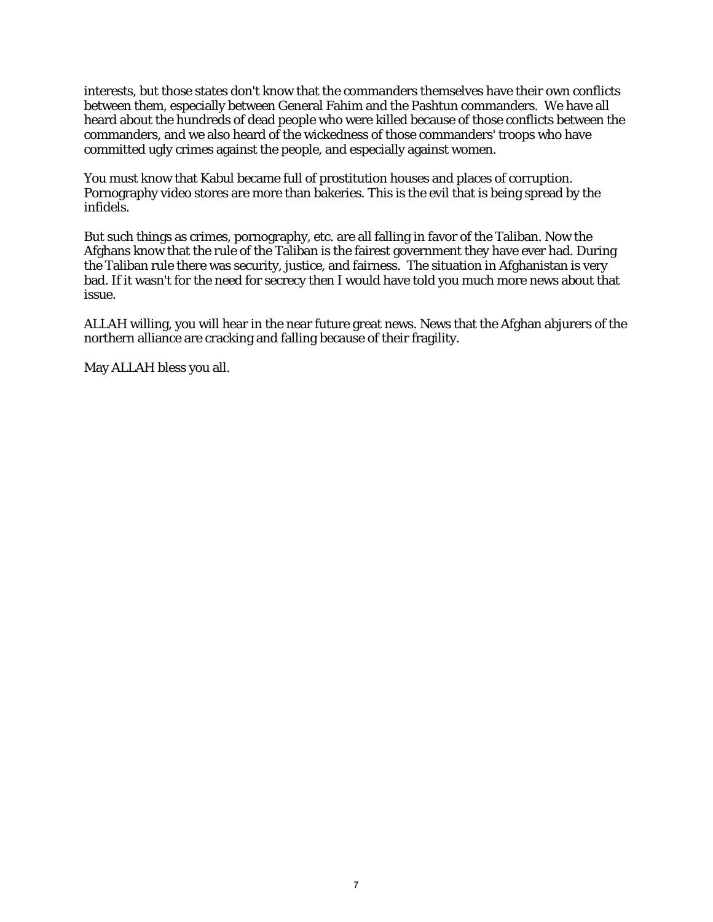interests, but those states don't know that the commanders themselves have their own conflicts between them, especially between General Fahim and the Pashtun commanders. We have all heard about the hundreds of dead people who were killed because of those conflicts between the commanders, and we also heard of the wickedness of those commanders' troops who have committed ugly crimes against the people, and especially against women.

You must know that Kabul became full of prostitution houses and places of corruption. Pornography video stores are more than bakeries. This is the evil that is being spread by the infidels.

But such things as crimes, pornography, etc. are all falling in favor of the Taliban. Now the Afghans know that the rule of the Taliban is the fairest government they have ever had. During the Taliban rule there was security, justice, and fairness. The situation in Afghanistan is very bad. If it wasn't for the need for secrecy then I would have told you much more news about that issue.

ALLAH willing, you will hear in the near future great news. News that the Afghan abjurers of the northern alliance are cracking and falling because of their fragility.

May ALLAH bless you all.